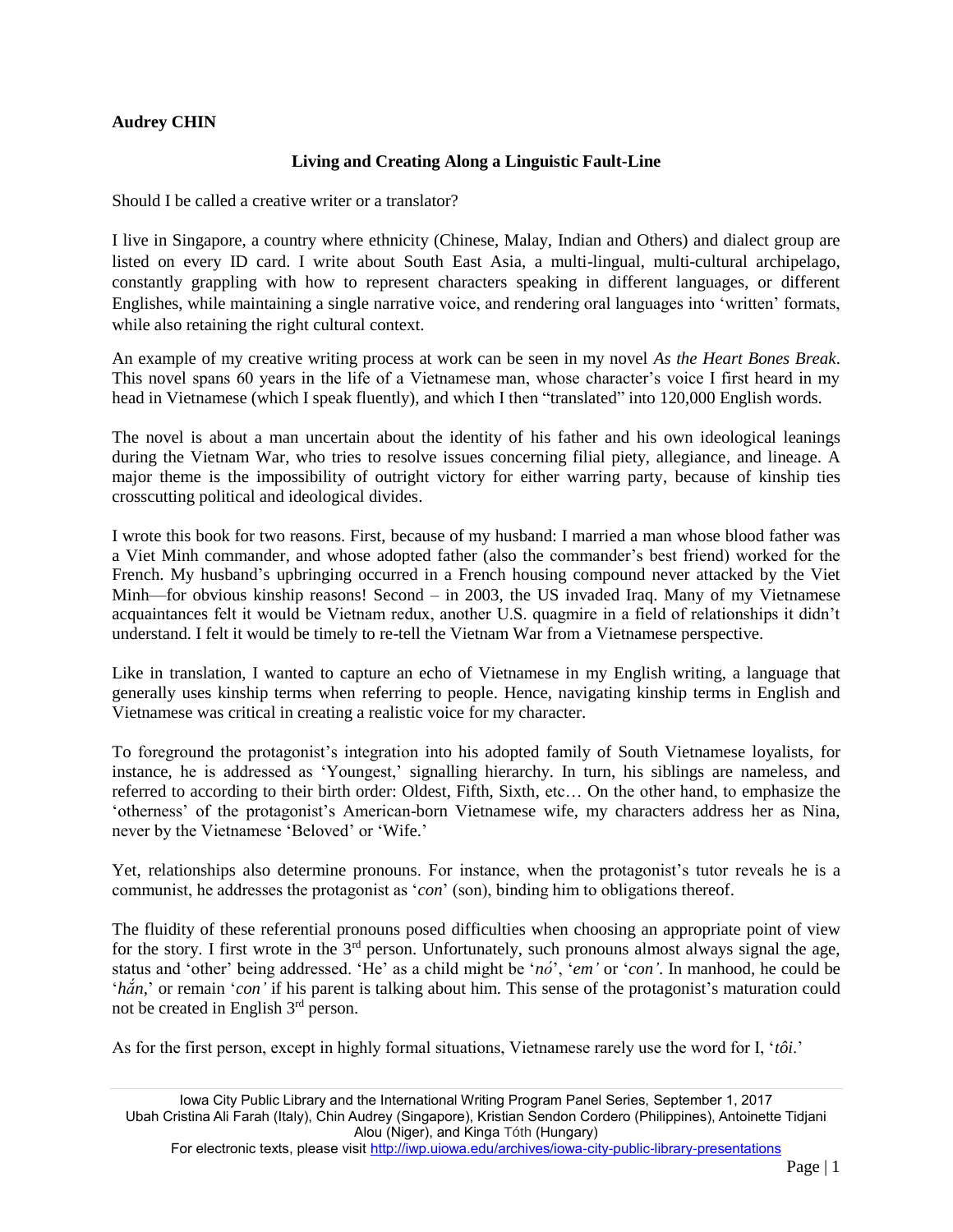**Audrey CHIN**

## Living and Creating Along a Linguistic Fault-Line

Should I be called a creative writer or a translator?

I live in Singapore, a country where ethnicity (Chinese, Malay, Indian and Others) and dialect group are listed on every ID card. I write about South East Asia, a multi-lingual, multi-cultural archipelago, constantly grappling with how to represent characters speaking in different languages, or different Englishes, while maintaining a single narrative voice, and rendering oral languages into 'written' formats, while also retaining the right cultural context.

An example of my creative writing process at work can be seen in my novel *As the Heart Bones Break*. This novel spans 60 years in the life of a Vietnamese man, whose character's voice I first heard in my head in Vietnamese (which I speak fluently), and which I then "translated" into 120,000 English words.

The novel is about a man uncertain about the identity of his father and his own ideological leanings during the Vietnam War, who tries to resolve issues concerning filial piety, allegiance, and lineage. A major theme is the impossibility of outright victory for either warring party, because of kinship ties crosscutting political and ideological divides.

I wrote this book for two reasons. First, because of my husband: I married a man whose blood father was a Viet Minh commander, and whose adopted father (also the commander's best friend) worked for the French. My husband's upbringing occurred in a French housing compound never attacked by the Viet Minh—for obvious kinship reasons! Second – in 2003, the US invaded Iraq. Many of my Vietnamese acquaintances felt it would be Vietnam redux, another U.S. quagmire in a field of relationships it didn't understand. I felt it would be timely to re-tell the Vietnam War from a Vietnamese perspective.

Like in translation, I wanted to capture an echo of Vietnamese in my English writing, a language that generally uses kinship terms when referring to people. Hence, navigating kinship terms in English and Vietnamese was critical in creating a realistic voice for my character.

To foreground the protagonist's integration into his adopted family of South Vietnamese loyalists, for instance, he is addressed as 'Youngest,' signalling hierarchy. In turn, his siblings are nameless, and referred to according to their birth order: Oldest, Fifth, Sixth, etc… On the other hand, to emphasize the 'otherness' of the protagonist's American-born Vietnamese wife, my characters address her as Nina, never by the Vietnamese 'Beloved' or 'Wife.'

Yet, relationships also determine pronouns. For instance, when the protagonist's tutor reveals he is a communist, he addresses the protagonist as '*con*' (son), binding him to obligations thereof.

The fluidity of these referential pronouns posed difficulties when choosing an appropriate point of view for the story. I first wrote in the 3rd person. Unfortunately, such pronouns almost always signal the age, status and 'other' being addressed. 'He' as a child might be '*nó*', '*em'* or '*con'*. In manhood, he could be '*hắn*,' or remain '*con'* if his parent is talking about him. This sense of the protagonist's maturation could not be created in English 3rd person.

As for the first person, except in highly formal situations, Vietnamese rarely use the word for I, '*tôi*.'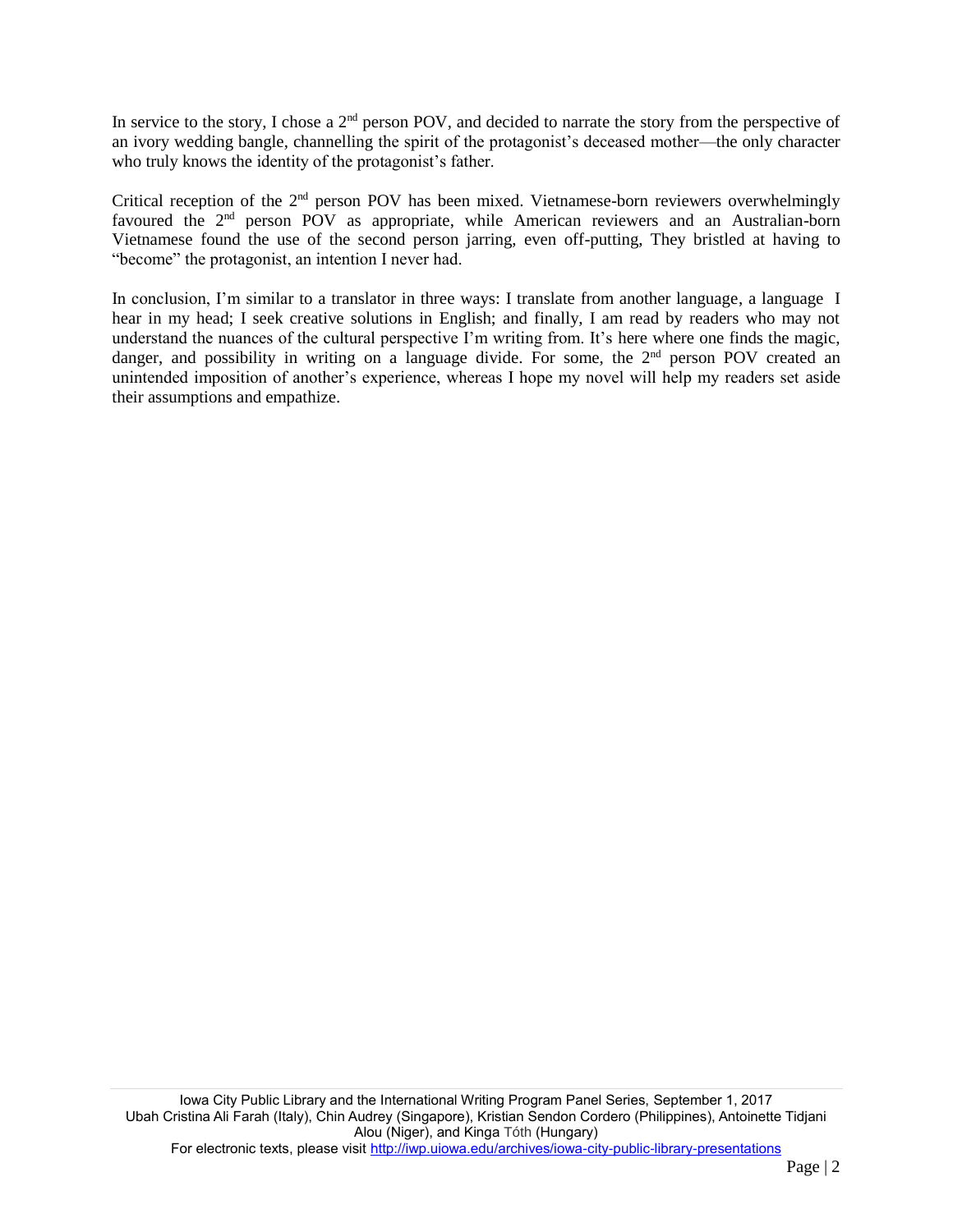In service to the story, I chose a 2nd person POV, and decided to narrate the story from the perspective of an ivory wedding bangle, channelling the spirit of the protagonist's deceased mother—the only character who truly knows the identity of the protagonist's father.

Critical reception of the 2nd person POV has been mixed. Vietnamese-born reviewers overwhelmingly favoured the 2nd person POV as appropriate, while American reviewers and an Australian-born Vietnamese found the use of the second person jarring, even off-putting, They bristled at having to "become" the protagonist, an intention I never had.

In conclusion, I'm similar to a translator in three ways: I translate from another language, a language I hear in my head; I seek creative solutions in English; and finally, I am read by readers who may not understand the nuances of the cultural perspective I'm writing from. It's here where one finds the magic, danger, and possibility in writing on a language divide. For some, the 2nd person POV created an unintended imposition of another's experience, whereas I hope my novel will help my readers set aside their assumptions and empathize.